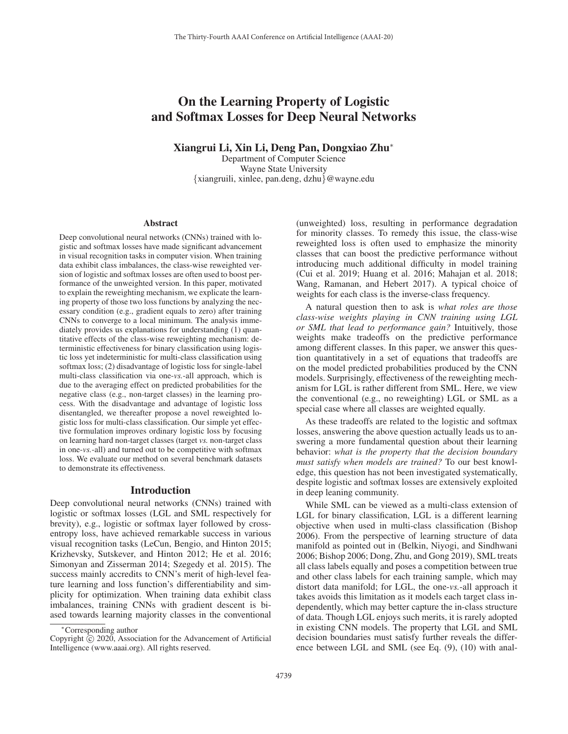# On the Learning Property of Logistic and Softmax Losses for Deep Neural Networks

**Xiangrui Li, Xin Li, Deng Pan, Dongxiao Zhu***

Department of Computer Science
Wayne State University
{xiangruili, xinlee, pan.deng, dzhu}@wayne.edu

## Abstract

Deep convolutional neural networks (CNNs) trained with logistic and softmax losses have made significant advancement in visual recognition tasks in computer vision. When training data exhibit class imbalances, the class-wise reweighted version of logistic and softmax losses are often used to boost performance of the unweighted version. In this paper, motivated to explain the reweighting mechanism, we explicate the learning property of those two loss functions by analyzing the necessary condition (e.g., gradient equals to zero) after training CNNs to converge to a local minimum. The analysis immediately provides us explanations for understanding (1) quantitative effects of the class-wise reweighting mechanism: deterministic effectiveness for binary classification using logistic loss yet indeterministic for multi-class classification using softmax loss; (2) disadvantage of logistic loss for single-label multi-class classification via one-*vs.*-all approach, which is due to the averaging effect on predicted probabilities for the negative class (e.g., non-target classes) in the learning process. With the disadvantage and advantage of logistic loss disentangled, we thereafter propose a novel reweighted logistic loss for multi-class classification. Our simple yet effective formulation improves ordinary logistic loss by focusing on learning hard non-target classes (target *vs.* non-target class in one-*vs.*-all) and turned out to be competitive with softmax loss. We evaluate our method on several benchmark datasets to demonstrate its effectiveness.

## Introduction

Deep convolutional neural networks (CNNs) trained with logistic or softmax losses (LGL and SML respectively for brevity), e.g., logistic or softmax layer followed by cross-entropy loss, have achieved remarkable success in various visual recognition tasks (LeCun, Bengio, and Hinton 2015; Krizhevsky, Sutskever, and Hinton 2012; He et al. 2016; Simonyan and Zisserman 2014; Szegedy et al. 2015). The success mainly accredits to CNN's merit of high-level feature learning and loss function's differentiability and simplicity for optimization. When training data exhibit class imbalances, training CNNs with gradient descent is biased towards learning majority classes in the conventional (unweighted) loss, resulting in performance degradation for minority classes. To remedy this issue, the class-wise reweighted loss is often used to emphasize the minority classes that can boost the predictive performance without introducing much additional difficulty in model training (Cui et al. 2019; Huang et al. 2016; Mahajan et al. 2018; Wang, Ramanan, and Hebert 2017). A typical choice of weights for each class is the inverse-class frequency.

A natural question then to ask is *what roles are those class-wise weights playing in CNN training using LGL or SML that lead to performance gain?* Intuitively, those weights make tradeoffs on the predictive performance among different classes. In this paper, we answer this question quantitatively in a set of equations that tradeoffs are on the model predicted probabilities produced by the CNN models. Surprisingly, effectiveness of the reweighting mechanism for LGL is rather different from SML. Here, we view the conventional (e.g., no reweighting) LGL or SML as a special case where all classes are weighted equally.

As these tradeoffs are related to the logistic and softmax losses, answering the above question actually leads us to answering a more fundamental question about their learning behavior: *what is the property that the decision boundary must satisfy when models are trained?* To our best knowledge, this question has not been investigated systematically, despite logistic and softmax losses are extensively exploited in deep leaning community.

While SML can be viewed as a multi-class extension of LGL for binary classification, LGL is a different learning objective when used in multi-class classification (Bishop 2006). From the perspective of learning structure of data manifold as pointed out in (Belkin, Niyogi, and Sindhwani 2006; Bishop 2006; Dong, Zhu, and Gong 2019), SML treats all class labels equally and poses a competition between true and other class labels for each training sample, which may distort data manifold; for LGL, the one-*vs.*-all approach it takes avoids this limitation as it models each target class independently, which may better capture the in-class structure of data. Though LGL enjoys such merits, it is rarely adopted in existing CNN models. The property that LGL and SML decision boundaries must satisfy further reveals the difference between LGL and SML (see Eq. (9), (10) with anal-

*Corresponding author

Copyright © 2020, Association for the Advancement of Artificial Intelligence (www.aaai.org). All rights reserved.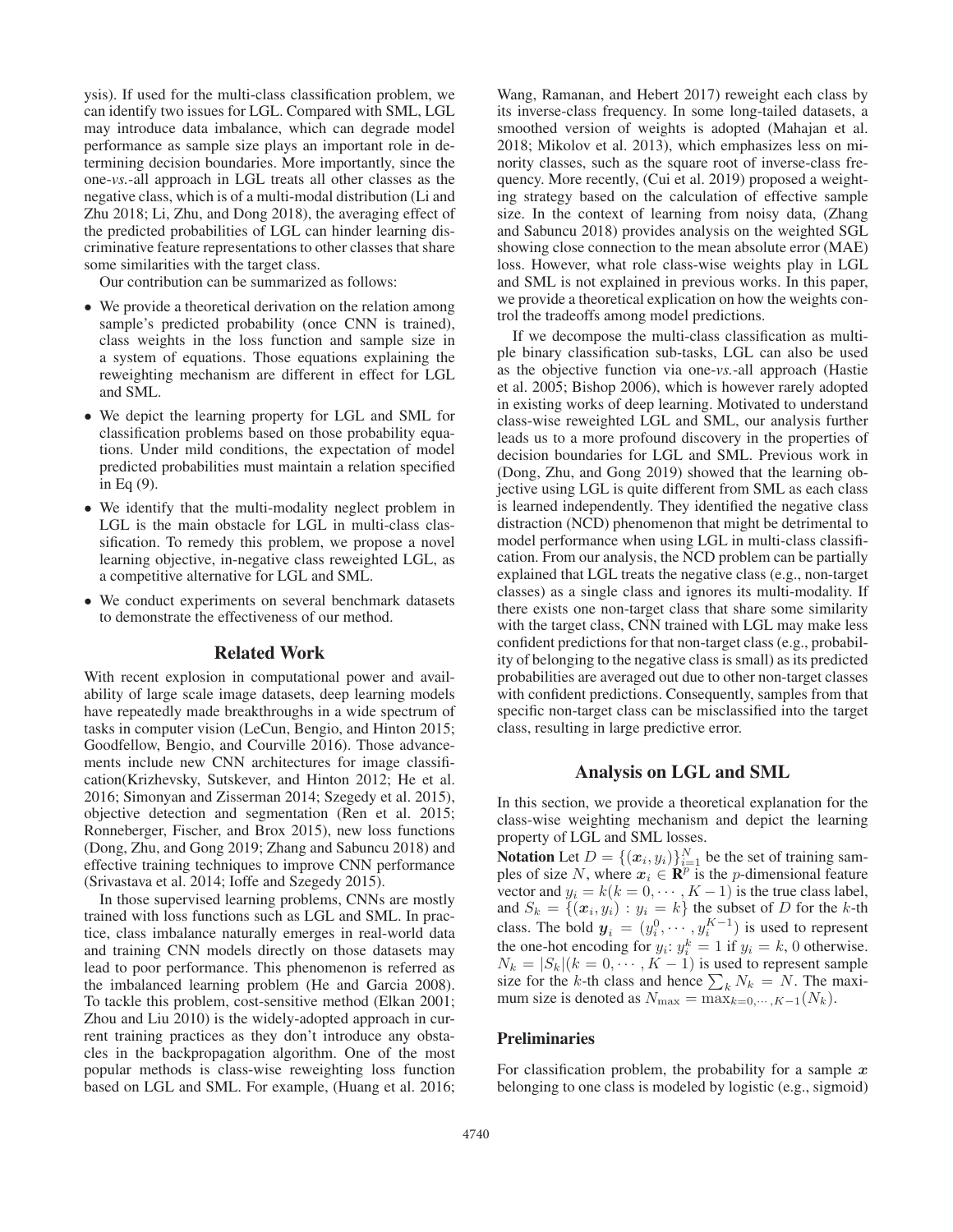ysis). If used for the multi-class classification problem, we can identify two issues for LGL. Compared with SML, LGL may introduce data imbalance, which can degrade model performance as sample size plays an important role in determining decision boundaries. More importantly, since the one-*vs.*-all approach in LGL treats all other classes as the negative class, which is of a multi-modal distribution (Li and Zhu 2018; Li, Zhu, and Dong 2018), the averaging effect of the predicted probabilities of LGL can hinder learning discriminative feature representations to other classes that share some similarities with the target class.

Our contribution can be summarized as follows:

- We provide a theoretical derivation on the relation among sample's predicted probability (once CNN is trained), class weights in the loss function and sample size in a system of equations. Those equations explaining the reweighting mechanism are different in effect for LGL and SML.
- We depict the learning property for LGL and SML for classification problems based on those probability equations. Under mild conditions, the expectation of model predicted probabilities must maintain a relation specified in Eq (9).
- We identify that the multi-modality neglect problem in LGL is the main obstacle for LGL in multi-class classification. To remedy this problem, we propose a novel learning objective, in-negative class reweighted LGL, as a competitive alternative for LGL and SML.
- We conduct experiments on several benchmark datasets to demonstrate the effectiveness of our method.

## Related Work

With recent explosion in computational power and availability of large scale image datasets, deep learning models have repeatedly made breakthroughs in a wide spectrum of tasks in computer vision (LeCun, Bengio, and Hinton 2015; Goodfellow, Bengio, and Courville 2016). Those advancements include new CNN architectures for image classification(Krizhevsky, Sutskever, and Hinton 2012; He et al. 2016; Simonyan and Zisserman 2014; Szegedy et al. 2015), objective detection and segmentation (Ren et al. 2015; Ronneberger, Fischer, and Brox 2015), new loss functions (Dong, Zhu, and Gong 2019; Zhang and Sabuncu 2018) and effective training techniques to improve CNN performance (Srivastava et al. 2014; Ioffe and Szegedy 2015).

In those supervised learning problems, CNNs are mostly trained with loss functions such as LGL and SML. In practice, class imbalance naturally emerges in real-world data and training CNN models directly on those datasets may lead to poor performance. This phenomenon is referred as the imbalanced learning problem (He and Garcia 2008). To tackle this problem, cost-sensitive method (Elkan 2001; Zhou and Liu 2010) is the widely-adopted approach in current training practices as they don't introduce any obstacles in the backpropagation algorithm. One of the most popular methods is class-wise reweighting loss function based on LGL and SML. For example, (Huang et al. 2016; Wang, Ramanan, and Hebert 2017) reweight each class by its inverse-class frequency. In some long-tailed datasets, a smoothed version of weights is adopted (Mahajan et al. 2018; Mikolov et al. 2013), which emphasizes less on minority classes, such as the square root of inverse-class frequency. More recently, (Cui et al. 2019) proposed a weighting strategy based on the calculation of effective sample size. In the context of learning from noisy data, (Zhang and Sabuncu 2018) provides analysis on the weighted SGL showing close connection to the mean absolute error (MAE) loss. However, what role class-wise weights play in LGL and SML is not explained in previous works. In this paper, we provide a theoretical explication on how the weights control the tradeoffs among model predictions.

If we decompose the multi-class classification as multiple binary classification sub-tasks, LGL can also be used as the objective function via one-*vs.*-all approach (Hastie et al. 2005; Bishop 2006), which is however rarely adopted in existing works of deep learning. Motivated to understand class-wise reweighted LGL and SML, our analysis further leads us to a more profound discovery in the properties of decision boundaries for LGL and SML. Previous work in (Dong, Zhu, and Gong 2019) showed that the learning objective using LGL is quite different from SML as each class is learned independently. They identified the negative class distraction (NCD) phenomenon that might be detrimental to model performance when using LGL in multi-class classification. From our analysis, the NCD problem can be partially explained that LGL treats the negative class (e.g., non-target classes) as a single class and ignores its multi-modality. If there exists one non-target class that share some similarity with the target class, CNN trained with LGL may make less confident predictions for that non-target class (e.g., probability of belonging to the negative class is small) as its predicted probabilities are averaged out due to other non-target classes with confident predictions. Consequently, samples from that specific non-target class can be misclassified into the target class, resulting in large predictive error.

## Analysis on LGL and SML

In this section, we provide a theoretical explanation for the class-wise weighting mechanism and depict the learning property of LGL and SML losses.

**Notation** Let $D = \{(\boldsymbol{x}_i, y_i)\}_{i=1}^N$ be the set of training samples of size $N$, where $\boldsymbol{x}_i \in \mathbf{R}^p$ is the $p$-dimensional feature vector and $y_i = k (k = 0, \cdots, K-1)$ is the true class label, and $S_k = \{(\boldsymbol{x}_i, y_i) : y_i = k\}$ the subset of $D$ for the $k$-th class. The bold $\boldsymbol{y}_i = (y_i^0, \cdots, y_i^{K-1})$ is used to represent the one-hot encoding for $y_i$: $y_i^k = 1$ if $y_i = k$, 0 otherwise. $N_k = |S_k| (k = 0, \cdots, K-1)$ is used to represent sample size for the $k$-th class and hence $\sum_k N_k = N$. The maximum size is denoted as $N_{\max} = \max_{k=0,\cdots,K-1}(N_k)$.

### Preliminaries

For classification problem, the probability for a sample $\boldsymbol{x}$ belonging to one class is modeled by logistic (e.g., sigmoid)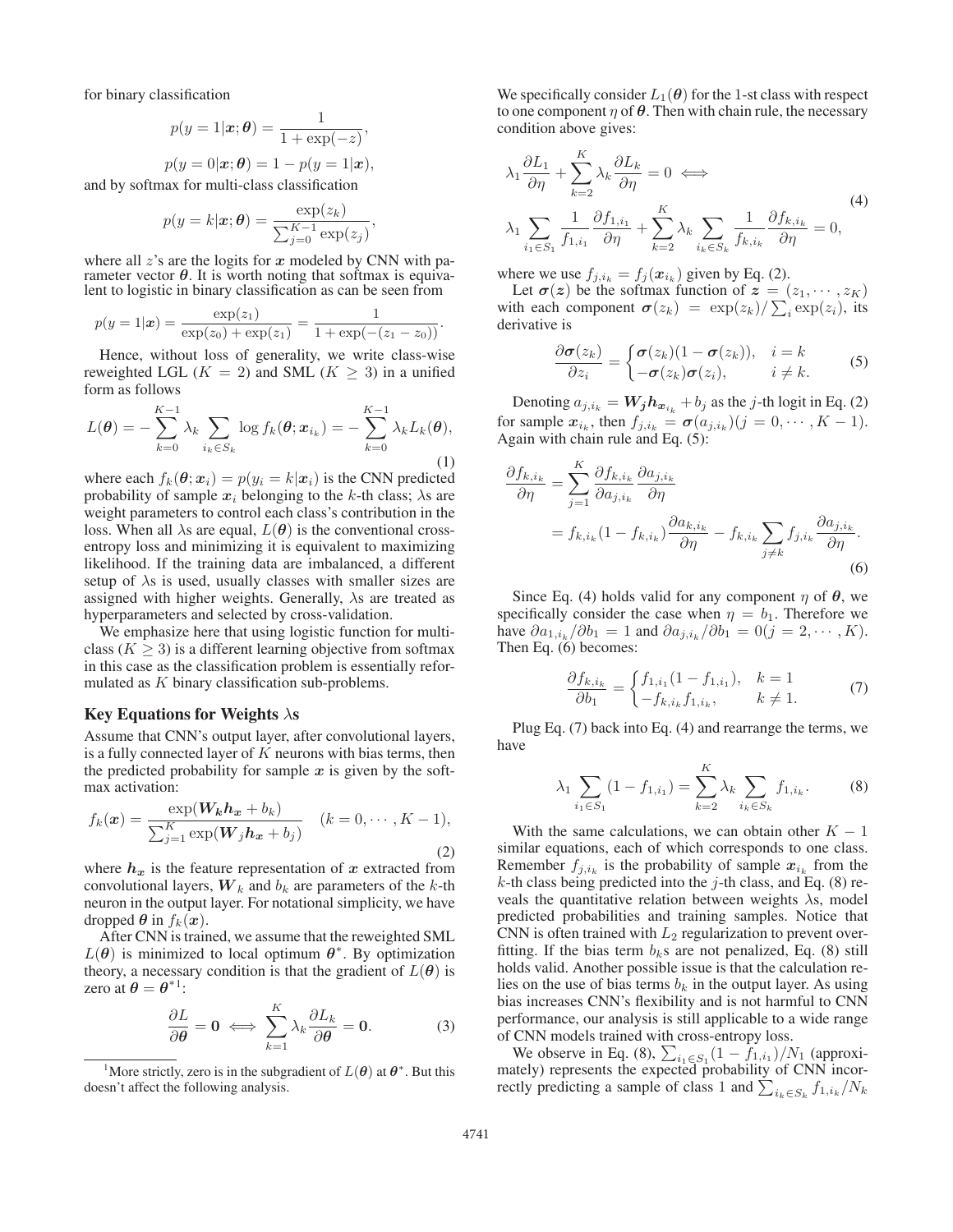for binary classification

$$p(y=1|\boldsymbol{x};\boldsymbol{\theta}) = \frac{1}{1+\exp(-z)},$$

$$p(y=0|\boldsymbol{x};\boldsymbol{\theta}) = 1 - p(y=1|\boldsymbol{x}),$$

and by softmax for multi-class classification

$$p(y=k|\boldsymbol{x};\boldsymbol{\theta}) = \frac{\exp(z_k)}{\sum_{j=0}^{K-1}\exp(z_j)},$$

where all $z$'s are the logits for $\boldsymbol{x}$ modeled by CNN with parameter vector $\boldsymbol{\theta}$. It is worth noting that softmax is equivalent to logistic in binary classification as can be seen from

$$p(y=1|\boldsymbol{x}) = \frac{\exp(z_1)}{\exp(z_0)+\exp(z_1)} = \frac{1}{1+\exp(-(z_1-z_0))}.$$

Hence, without loss of generality, we write class-wise reweighted LGL ($K=2$) and SML ($K \geq 3$) in a unified form as follows

$$L(\boldsymbol{\theta}) = -\sum_{k=0}^{K-1}\lambda_k \sum_{i_k \in S_k} \log f_k(\boldsymbol{\theta}; \boldsymbol{x}_{i_k}) = -\sum_{k=0}^{K-1}\lambda_k L_k(\boldsymbol{\theta}), \tag{1}$$

where each $f_k(\boldsymbol{\theta}; \boldsymbol{x}_i) = p(y_i = k|\boldsymbol{x}_i)$ is the CNN predicted probability of sample $\boldsymbol{x}_i$ belonging to the $k$-th class; $\lambda$s are weight parameters to control each class's contribution in the loss. When all $\lambda$s are equal, $L(\boldsymbol{\theta})$ is the conventional cross-entropy loss and minimizing it is equivalent to maximizing likelihood. If the training data are imbalanced, a different setup of $\lambda$s is used, usually classes with smaller sizes are assigned with higher weights. Generally, $\lambda$s are treated as hyperparameters and selected by cross-validation.

We emphasize here that using logistic function for multi-class ($K \geq 3$) is a different learning objective from softmax in this case as the classification problem is essentially reformulated as $K$ binary classification sub-problems.

### Key Equations for Weights $\lambda$s

Assume that CNN's output layer, after convolutional layers, is a fully connected layer of $K$ neurons with bias terms, then the predicted probability for sample $\boldsymbol{x}$ is given by the softmax activation:

$$f_k(\boldsymbol{x}) = \frac{\exp(\boldsymbol{W_k h_x} + b_k)}{\sum_{j=1}^{K}\exp(\boldsymbol{W}_j \boldsymbol{h_x} + b_j)} \quad (k = 0, \cdots, K-1), \tag{2}$$

where $\boldsymbol{h_x}$ is the feature representation of $\boldsymbol{x}$ extracted from convolutional layers, $\boldsymbol{W}_k$ and $b_k$ are parameters of the $k$-th neuron in the output layer. For notational simplicity, we have dropped $\boldsymbol{\theta}$ in $f_k(\boldsymbol{x})$.

After CNN is trained, we assume that the reweighted SML $L(\boldsymbol{\theta})$ is minimized to local optimum $\boldsymbol{\theta}^*$. By optimization theory, a necessary condition is that the gradient of $L(\boldsymbol{\theta})$ is zero at $\boldsymbol{\theta} = \boldsymbol{\theta}^*$[1]:

$$\frac{\partial L}{\partial \boldsymbol{\theta}} = \boldsymbol{0} \iff \sum_{k=1}^{K}\lambda_k \frac{\partial L_k}{\partial \boldsymbol{\theta}} = \boldsymbol{0}. \tag{3}$$

[1] More strictly, zero is in the subgradient of $L(\boldsymbol{\theta})$ at $\boldsymbol{\theta}^*$. But this doesn't affect the following analysis.

We specifically consider $L_1(\boldsymbol{\theta})$ for the 1-st class with respect to one component $\eta$ of $\boldsymbol{\theta}$. Then with chain rule, the necessary condition above gives:

$$\begin{aligned}
&\lambda_1 \frac{\partial L_1}{\partial \eta} + \sum_{k=2}^{K}\lambda_k \frac{\partial L_k}{\partial \eta} = 0 \iff \\
&\lambda_1 \sum_{i_1 \in S_1} \frac{1}{f_{1,i_1}} \frac{\partial f_{1,i_1}}{\partial \eta} + \sum_{k=2}^{K}\lambda_k \sum_{i_k \in S_k} \frac{1}{f_{k,i_k}} \frac{\partial f_{k,i_k}}{\partial \eta} = 0,
\end{aligned} \tag{4}$$

where we use $f_{j,i_k} = f_j(\boldsymbol{x}_{i_k})$ given by Eq. (2).

Let $\boldsymbol{\sigma}(\boldsymbol{z})$ be the softmax function of $\boldsymbol{z} = (z_1, \cdots, z_K)$ with each component $\boldsymbol{\sigma}(z_k) = \exp(z_k)/\sum_i \exp(z_i)$, its derivative is

$$\frac{\partial \boldsymbol{\sigma}(z_k)}{\partial z_i} = \begin{cases} \boldsymbol{\sigma}(z_k)(1-\boldsymbol{\sigma}(z_k)), & i = k \\ -\boldsymbol{\sigma}(z_k)\boldsymbol{\sigma}(z_i), & i \neq k. \end{cases} \tag{5}$$

Denoting $a_{j,i_k} = \boldsymbol{W_j h}_{\boldsymbol{x}_{i_k}} + b_j$ as the $j$-th logit in Eq. (2) for sample $\boldsymbol{x}_{i_k}$, then $f_{j,i_k} = \boldsymbol{\sigma}(a_{j,i_k}) (j = 0, \cdots, K-1)$. Again with chain rule and Eq. (5):

$$\begin{aligned}
\frac{\partial f_{k,i_k}}{\partial \eta} &= \sum_{j=1}^{K} \frac{\partial f_{k,i_k}}{\partial a_{j,i_k}} \frac{\partial a_{j,i_k}}{\partial \eta} \\
&= f_{k,i_k}(1-f_{k,i_k})\frac{\partial a_{k,i_k}}{\partial \eta} - f_{k,i_k}\sum_{j \neq k} f_{j,i_k}\frac{\partial a_{j,i_k}}{\partial \eta}.
\end{aligned} \tag{6}$$

Since Eq. (4) holds valid for any component $\eta$ of $\boldsymbol{\theta}$, we specifically consider the case when $\eta = b_1$. Therefore we have $\partial a_{1,i_k}/\partial b_1 = 1$ and $\partial a_{j,i_k}/\partial b_1 = 0 (j = 2, \cdots, K)$. Then Eq. (6) becomes:

$$\frac{\partial f_{k,i_k}}{\partial b_1} = \begin{cases} f_{1,i_1}(1-f_{1,i_1}), & k = 1 \\ -f_{k,i_k} f_{1,i_k}, & k \neq 1. \end{cases} \tag{7}$$

Plug Eq. (7) back into Eq. (4) and rearrange the terms, we have

$$\lambda_1 \sum_{i_1 \in S_1} (1 - f_{1,i_1}) = \sum_{k=2}^{K} \lambda_k \sum_{i_k \in S_k} f_{1,i_k}. \tag{8}$$

With the same calculations, we can obtain other $K-1$ similar equations, each of which corresponds to one class. Remember $f_{j,i_k}$ is the probability of sample $\boldsymbol{x}_{i_k}$ from the $k$-th class being predicted into the $j$-th class, and Eq. (8) reveals the quantitative relation between weights $\lambda$s, model predicted probabilities and training samples. Notice that CNN is often trained with $L_2$ regularization to prevent overfitting. If the bias term $b_k$s are not penalized, Eq. (8) still holds valid. Another possible issue is that the calculation relies on the use of bias terms $b_k$ in the output layer. As using bias increases CNN's flexibility and is not harmful to CNN performance, our analysis is still applicable to a wide range of CNN models trained with cross-entropy loss.

We observe in Eq. (8), $\sum_{i_1 \in S_1}(1 - f_{1,i_1})/N_1$ (approximately) represents the expected probability of CNN incorrectly predicting a sample of class 1 and $\sum_{i_k \in S_k} f_{1,i_k}/N_k$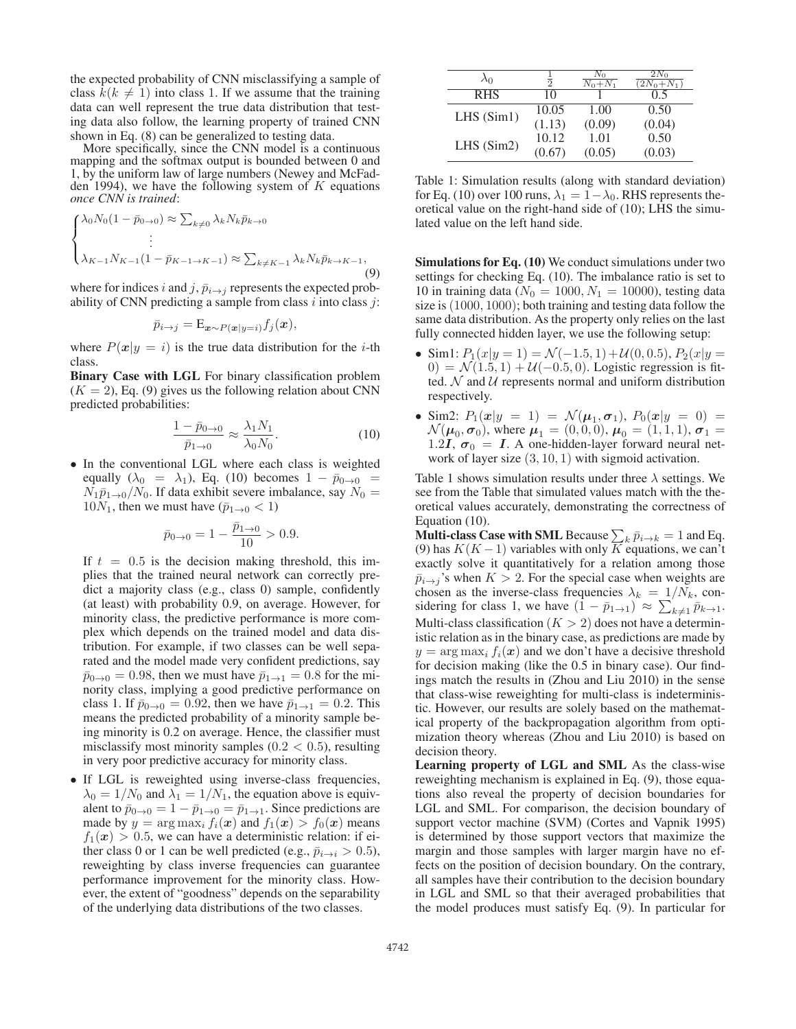the expected probability of CNN misclassifying a sample of class $k (k \neq 1)$ into class 1. If we assume that the training data can well represent the true data distribution that testing data also follow, the learning property of trained CNN shown in Eq. (8) can be generalized to testing data.

More specifically, since the CNN model is a continuous mapping and the softmax output is bounded between 0 and 1, by the uniform law of large numbers (Newey and McFadden 1994), we have the following system of $K$ equations *once CNN is trained*:

$$\begin{cases} \lambda_0 N_0 (1 - \bar{p}_{0\to 0}) \approx \sum_{k\neq 0} \lambda_k N_k \bar{p}_{k\to 0} \\ \vdots \\ \lambda_{K-1} N_{K-1} (1 - \bar{p}_{K-1\to K-1}) \approx \sum_{k\neq K-1} \lambda_k N_k \bar{p}_{k\to K-1}, \end{cases} \tag{9}$$

where for indices $i$ and $j$, $\bar{p}_{i\to j}$ represents the expected probability of CNN predicting a sample from class $i$ into class $j$:

$$\bar{p}_{i\to j} = \mathrm{E}_{\boldsymbol{x}\sim P(\boldsymbol{x}|y=i)} f_j(\boldsymbol{x}),$$

where $P(\boldsymbol{x}|y = i)$ is the true data distribution for the $i$-th class.

**Binary Case with LGL** For binary classification problem ($K = 2$), Eq. (9) gives us the following relation about CNN predicted probabilities:

$$\frac{1 - \bar{p}_{0\to 0}}{\bar{p}_{1\to 0}} \approx \frac{\lambda_1 N_1}{\lambda_0 N_0}. \tag{10}$$

- In the conventional LGL where each class is weighted equally ($\lambda_0 = \lambda_1$), Eq. (10) becomes $1 - \bar{p}_{0\to 0} = N_1 \bar{p}_{1\to 0}/N_0$. If data exhibit severe imbalance, say $N_0 = 10N_1$, then we must have ($\bar{p}_{1\to 0} < 1$)

$$\bar{p}_{0\to 0} = 1 - \frac{\bar{p}_{1\to 0}}{10} > 0.9.$$

  If $t = 0.5$ is the decision making threshold, this implies that the trained neural network can correctly predict a majority class (e.g., class 0) sample, confidently (at least) with probability 0.9, on average. However, for minority class, the predictive performance is more complex which depends on the trained model and data distribution. For example, if two classes can be well separated and the model made very confident predictions, say $\bar{p}_{0\to 0} = 0.98$, then we must have $\bar{p}_{1\to 1} = 0.8$ for the minority class, implying a good predictive performance on class 1. If $\bar{p}_{0\to 0} = 0.92$, then we have $\bar{p}_{1\to 1} = 0.2$. This means the predicted probability of a minority sample being minority is 0.2 on average. Hence, the classifier must misclassify most minority samples ($0.2 < 0.5$), resulting in very poor predictive accuracy for minority class.

- If LGL is reweighted using inverse-class frequencies, $\lambda_0 = 1/N_0$ and $\lambda_1 = 1/N_1$, the equation above is equivalent to $\bar{p}_{0\to 0} = 1 - \bar{p}_{1\to 0} = \bar{p}_{1\to 1}$. Since predictions are made by $y = \arg\max_i f_i(\boldsymbol{x})$ and $f_1(\boldsymbol{x}) > f_0(\boldsymbol{x})$ means $f_1(\boldsymbol{x}) > 0.5$, we can have a deterministic relation: if either class 0 or 1 can be well predicted (e.g., $\bar{p}_{i\to i} > 0.5$), reweighting by class inverse frequencies can guarantee performance improvement for the minority class. However, the extent of "goodness" depends on the separability of the underlying data distributions of the two classes.

| $\lambda_0$ | $\frac{1}{2}$ | $\frac{N_0}{N_0+N_1}$ | $\frac{2N_0}{(2N_0+N_1)}$ |
|---|---|---|---|
| RHS | 10 | 1 | 0.5 |
| LHS (Sim1) | 10.05 | 1.00 | 0.50 |
| | (1.13) | (0.09) | (0.04) |
| LHS (Sim2) | 10.12 | 1.01 | 0.50 |
| | (0.67) | (0.05) | (0.03) |

Table 1: Simulation results (along with standard deviation) for Eq. (10) over 100 runs, $\lambda_1 = 1 - \lambda_0$. RHS represents theoretical value on the right-hand side of (10); LHS the simulated value on the left hand side.

**Simulations for Eq. (10)** We conduct simulations under two settings for checking Eq. (10). The imbalance ratio is set to 10 in training data ($N_0 = 1000$, $N_1 = 10000$), testing data size is (1000, 1000); both training and testing data follow the same data distribution. As the property only relies on the last fully connected hidden layer, we use the following setup:

- Sim1: $P_1(x|y = 1) = \mathcal{N}(-1.5, 1) + \mathcal{U}(0, 0.5)$, $P_2(x|y = 0) = \mathcal{N}(1.5, 1) + \mathcal{U}(-0.5, 0)$. Logistic regression is fitted. $\mathcal{N}$ and $\mathcal{U}$ represents normal and uniform distribution respectively.
- Sim2: $P_1(\boldsymbol{x}|y = 1) = \mathcal{N}(\boldsymbol{\mu}_1, \boldsymbol{\sigma}_1)$, $P_0(\boldsymbol{x}|y = 0) = \mathcal{N}(\boldsymbol{\mu}_0, \boldsymbol{\sigma}_0)$, where $\boldsymbol{\mu}_1 = (0, 0, 0)$, $\boldsymbol{\mu}_0 = (1, 1, 1)$, $\boldsymbol{\sigma}_1 = 1.2\boldsymbol{I}$, $\boldsymbol{\sigma}_0 = \boldsymbol{I}$. A one-hidden-layer forward neural network of layer size $(3, 10, 1)$ with sigmoid activation.

Table 1 shows simulation results under three $\lambda$ settings. We see from the Table that simulated values match with the theoretical values accurately, demonstrating the correctness of Equation (10).

**Multi-class Case with SML** Because $\sum_k \bar{p}_{i\to k} = 1$ and Eq. (9) has $K(K-1)$ variables with only $K$ equations, we can't exactly solve it quantitatively for a relation among those $\bar{p}_{i\to j}$'s when $K > 2$. For the special case when weights are chosen as the inverse-class frequencies $\lambda_k = 1/N_k$, considering for class 1, we have $(1 - \bar{p}_{1\to 1}) \approx \sum_{k\neq 1} \bar{p}_{k\to 1}$. Multi-class classification ($K > 2$) does not have a deterministic relation as in the binary case, as predictions are made by $y = \arg\max_i f_i(\boldsymbol{x})$ and we don't have a decisive threshold for decision making (like the 0.5 in binary case). Our findings match the results in (Zhou and Liu 2010) in the sense that class-wise reweighting for multi-class is indeterministic. However, our results are solely based on the mathematical property of the backpropagation algorithm from optimization theory whereas (Zhou and Liu 2010) is based on decision theory.

**Learning property of LGL and SML** As the class-wise reweighting mechanism is explained in Eq. (9), those equations also reveal the property of decision boundaries for LGL and SML. For comparison, the decision boundary of support vector machine (SVM) (Cortes and Vapnik 1995) is determined by those support vectors that maximize the margin and those samples with larger margin have no effects on the position of decision boundary. On the contrary, all samples have their contribution to the decision boundary in LGL and SML so that their averaged probabilities that the model produces must satisfy Eq. (9). In particular for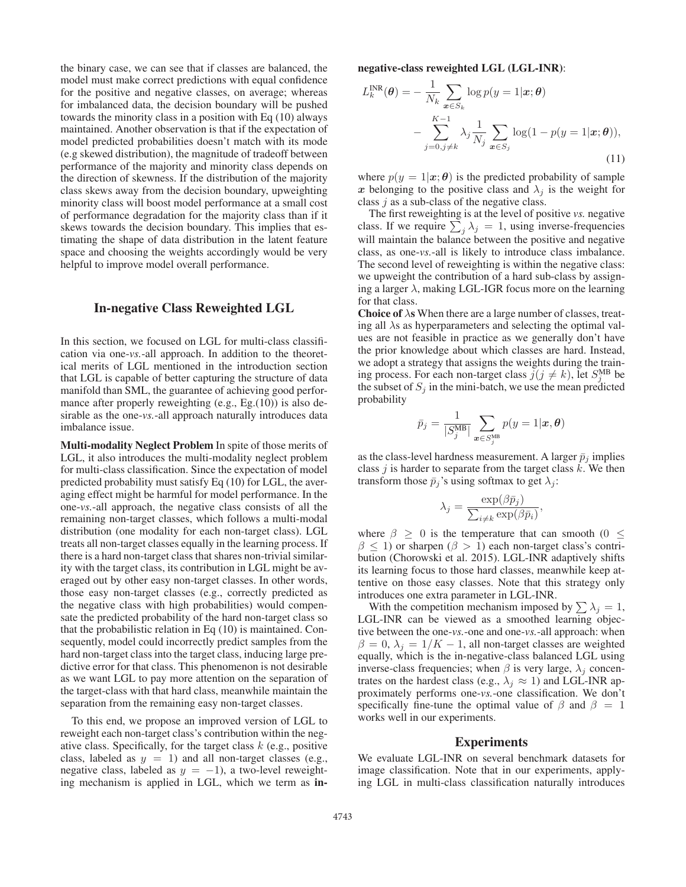the binary case, we can see that if classes are balanced, the model must make correct predictions with equal confidence for the positive and negative classes, on average; whereas for imbalanced data, the decision boundary will be pushed towards the minority class in a position with Eq (10) always maintained. Another observation is that if the expectation of model predicted probabilities doesn't match with its mode (e.g skewed distribution), the magnitude of tradeoff between performance of the majority and minority class depends on the direction of skewness. If the distribution of the majority class skews away from the decision boundary, upweighting minority class will boost model performance at a small cost of performance degradation for the majority class than if it skews towards the decision boundary. This implies that estimating the shape of data distribution in the latent feature space and choosing the weights accordingly would be very helpful to improve model overall performance.

## In-negative Class Reweighted LGL

In this section, we focused on LGL for multi-class classification via one-*vs.*-all approach. In addition to the theoretical merits of LGL mentioned in the introduction section that LGL is capable of better capturing the structure of data manifold than SML, the guarantee of achieving good performance after properly reweighting (e.g., Eg.(10)) is also desirable as the one-*vs.*-all approach naturally introduces data imbalance issue.

**Multi-modality Neglect Problem** In spite of those merits of LGL, it also introduces the multi-modality neglect problem for multi-class classification. Since the expectation of model predicted probability must satisfy Eq (10) for LGL, the averaging effect might be harmful for model performance. In the one-*vs.*-all approach, the negative class consists of all the remaining non-target classes, which follows a multi-modal distribution (one modality for each non-target class). LGL treats all non-target classes equally in the learning process. If there is a hard non-target class that shares non-trivial similarity with the target class, its contribution in LGL might be averaged out by other easy non-target classes. In other words, those easy non-target classes (e.g., correctly predicted as the negative class with high probabilities) would compensate the predicted probability of the hard non-target class so that the probabilistic relation in Eq (10) is maintained. Consequently, model could incorrectly predict samples from the hard non-target class into the target class, inducing large predictive error for that class. This phenomenon is not desirable as we want LGL to pay more attention on the separation of the target-class with that hard class, meanwhile maintain the separation from the remaining easy non-target classes.

To this end, we propose an improved version of LGL to reweight each non-target class's contribution within the negative class. Specifically, for the target class $k$ (e.g., positive class, labeled as $y = 1$) and all non-target classes (e.g., negative class, labeled as $y = -1$), a two-level reweighting mechanism is applied in LGL, which we term as **in-negative-class reweighted LGL (LGL-INR)**:

$$L_k^{\text{INR}}(\boldsymbol{\theta}) = -\frac{1}{N_k}\sum_{\boldsymbol{x}\in S_k}\log p(y=1|\boldsymbol{x};\boldsymbol{\theta}) - \sum_{j=0,j\neq k}^{K-1}\lambda_j\frac{1}{N_j}\sum_{\boldsymbol{x}\in S_j}\log(1-p(y=1|\boldsymbol{x};\boldsymbol{\theta})), \tag{11}$$

where $p(y = 1|\boldsymbol{x}; \boldsymbol{\theta})$ is the predicted probability of sample $\boldsymbol{x}$ belonging to the positive class and $\lambda_j$ is the weight for class $j$ as a sub-class of the negative class.

The first reweighting is at the level of positive *vs.* negative class. If we require $\sum_j \lambda_j = 1$, using inverse-frequencies will maintain the balance between the positive and negative class, as one-*vs.*-all is likely to introduce class imbalance. The second level of reweighting is within the negative class: we upweight the contribution of a hard sub-class by assigning a larger $\lambda$, making LGL-IGR focus more on the learning for that class.

**Choice of $\lambda$s** When there are a large number of classes, treating all $\lambda$s as hyperparameters and selecting the optimal values are not feasible in practice as we generally don't have the prior knowledge about which classes are hard. Instead, we adopt a strategy that assigns the weights during the training process. For each non-target class $j (j \neq k)$, let $S_j^{\text{MB}}$ be the subset of $S_j$ in the mini-batch, we use the mean predicted probability

$$\bar{p}_j = \frac{1}{|S_j^{\text{MB}}|}\sum_{\boldsymbol{x}\in S_j^{\text{MB}}} p(y=1|\boldsymbol{x},\boldsymbol{\theta})$$

as the class-level hardness measurement. A larger $\bar{p}_j$ implies class $j$ is harder to separate from the target class $k$. We then transform those $\bar{p}_j$'s using softmax to get $\lambda_j$:

$$\lambda_j = \frac{\exp(\beta\bar{p}_j)}{\sum_{i\neq k}\exp(\beta\bar{p}_i)},$$

where $\beta \geq 0$ is the temperature that can smooth ($0 \leq \beta \leq 1$) or sharpen ($\beta > 1$) each non-target class's contribution (Chorowski et al. 2015). LGL-INR adaptively shifts its learning focus to those hard classes, meanwhile keep attentive on those easy classes. Note that this strategy only introduces one extra parameter in LGL-INR.

With the competition mechanism imposed by $\sum \lambda_j = 1$, LGL-INR can be viewed as a smoothed learning objective between the one-*vs.*-one and one-*vs.*-all approach: when $\beta = 0$, $\lambda_j = 1/K - 1$, all non-target classes are weighted equally, which is the in-negative-class balanced LGL using inverse-class frequencies; when $\beta$ is very large, $\lambda_j$ concentrates on the hardest class (e.g., $\lambda_j \approx 1$) and LGL-INR approximately performs one-*vs.*-one classification. We don't specifically fine-tune the optimal value of $\beta$ and $\beta = 1$ works well in our experiments.

## Experiments

We evaluate LGL-INR on several benchmark datasets for image classification. Note that in our experiments, applying LGL in multi-class classification naturally introduces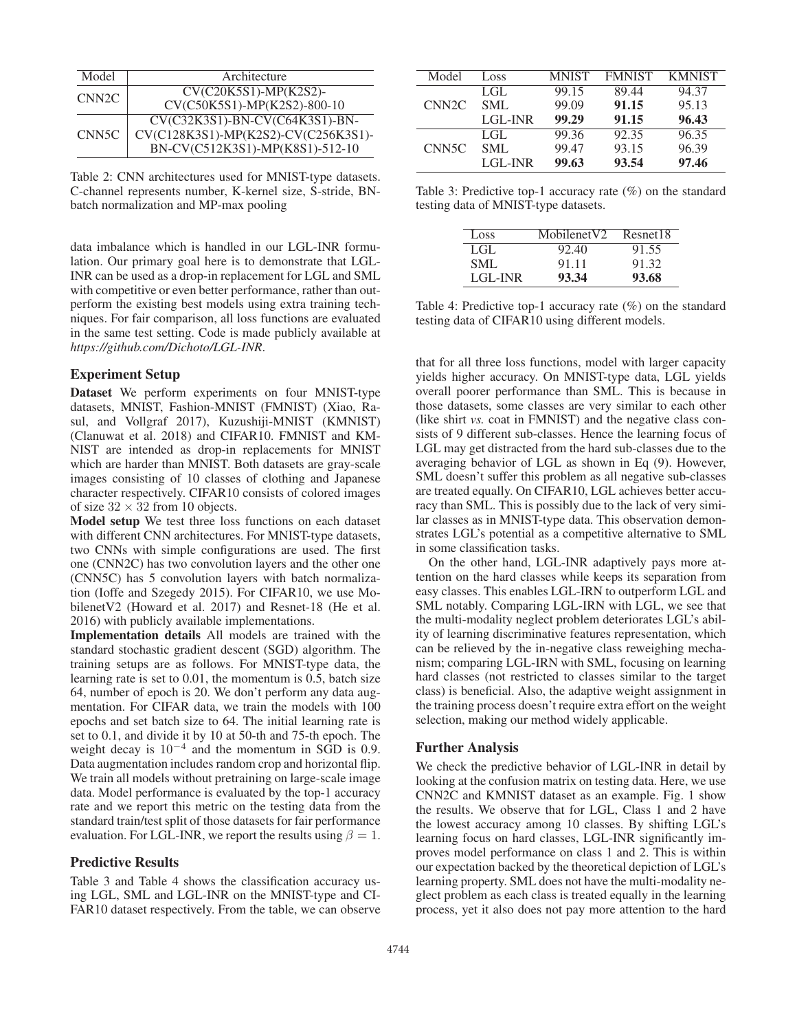| Model | Architecture |
|---|---|
| CNN2C | CV(C20K5S1)-MP(K2S2)-CV(C50K5S1)-MP(K2S2)-800-10 |
| CNN5C | CV(C32K3S1)-BN-CV(C64K3S1)-BN-CV(C128K3S1)-MP(K2S2)-CV(C256K3S1)-BN-CV(C512K3S1)-MP(K8S1)-512-10 |

Table 2: CNN architectures used for MNIST-type datasets. C-channel represents number, K-kernel size, S-stride, BN-batch normalization and MP-max pooling

data imbalance which is handled in our LGL-INR formulation. Our primary goal here is to demonstrate that LGL-INR can be used as a drop-in replacement for LGL and SML with competitive or even better performance, rather than outperform the existing best models using extra training techniques. For fair comparison, all loss functions are evaluated in the same test setting. Code is made publicly available at *https://github.com/Dichoto/LGL-INR*.

### Experiment Setup

**Dataset** We perform experiments on four MNIST-type datasets, MNIST, Fashion-MNIST (FMNIST) (Xiao, Rasul, and Vollgraf 2017), Kuzushiji-MNIST (KMNIST) (Clanuwat et al. 2018) and CIFAR10. FMNIST and KMNIST are intended as drop-in replacements for MNIST which are harder than MNIST. Both datasets are gray-scale images consisting of 10 classes of clothing and Japanese character respectively. CIFAR10 consists of colored images of size $32 \times 32$ from 10 objects.

**Model setup** We test three loss functions on each dataset with different CNN architectures. For MNIST-type datasets, two CNNs with simple configurations are used. The first one (CNN2C) has two convolution layers and the other one (CNN5C) has 5 convolution layers with batch normalization (Ioffe and Szegedy 2015). For CIFAR10, we use MobilenetV2 (Howard et al. 2017) and Resnet-18 (He et al. 2016) with publicly available implementations.

**Implementation details** All models are trained with the standard stochastic gradient descent (SGD) algorithm. The training setups are as follows. For MNIST-type data, the learning rate is set to 0.01, the momentum is 0.5, batch size 64, number of epoch is 20. We don't perform any data augmentation. For CIFAR data, we train the models with 100 epochs and set batch size to 64. The initial learning rate is set to 0.1, and divide it by 10 at 50-th and 75-th epoch. The weight decay is $10^{-4}$ and the momentum in SGD is 0.9. Data augmentation includes random crop and horizontal flip. We train all models without pretraining on large-scale image data. Model performance is evaluated by the top-1 accuracy rate and we report this metric on the testing data from the standard train/test split of those datasets for fair performance evaluation. For LGL-INR, we report the results using $\beta = 1$.

### Predictive Results

Table 3 and Table 4 shows the classification accuracy using LGL, SML and LGL-INR on the MNIST-type and CIFAR10 dataset respectively. From the table, we can observe

| Model | Loss | MNIST | FMNIST | KMNIST |
|---|---|---|---|---|
| CNN2C | LGL | 99.15 | 89.44 | 94.37 |
| | SML | 99.09 | **91.15** | 95.13 |
| | LGL-INR | **99.29** | **91.15** | **96.43** |
| CNN5C | LGL | 99.36 | 92.35 | 96.35 |
| | SML | 99.47 | 93.15 | 96.39 |
| | LGL-INR | **99.63** | **93.54** | **97.46** |

Table 3: Predictive top-1 accuracy rate (%) on the standard testing data of MNIST-type datasets.

| Loss | MobilenetV2 | Resnet18 |
|---|---|---|
| LGL | 92.40 | 91.55 |
| SML | 91.11 | 91.32 |
| LGL-INR | **93.34** | **93.68** |

Table 4: Predictive top-1 accuracy rate (%) on the standard testing data of CIFAR10 using different models.

that for all three loss functions, model with larger capacity yields higher accuracy. On MNIST-type data, LGL yields overall poorer performance than SML. This is because in those datasets, some classes are very similar to each other (like shirt *vs.* coat in FMNIST) and the negative class consists of 9 different sub-classes. Hence the learning focus of LGL may get distracted from the hard sub-classes due to the averaging behavior of LGL as shown in Eq (9). However, SML doesn't suffer this problem as all negative sub-classes are treated equally. On CIFAR10, LGL achieves better accuracy than SML. This is possibly due to the lack of very similar classes as in MNIST-type data. This observation demonstrates LGL's potential as a competitive alternative to SML in some classification tasks.

On the other hand, LGL-INR adaptively pays more attention on the hard classes while keeps its separation from easy classes. This enables LGL-IRN to outperform LGL and SML notably. Comparing LGL-IRN with LGL, we see that the multi-modality neglect problem deteriorates LGL's ability of learning discriminative features representation, which can be relieved by the in-negative class reweighing mechanism; comparing LGL-IRN with SML, focusing on learning hard classes (not restricted to classes similar to the target class) is beneficial. Also, the adaptive weight assignment in the training process doesn't require extra effort on the weight selection, making our method widely applicable.

### Further Analysis

We check the predictive behavior of LGL-INR in detail by looking at the confusion matrix on testing data. Here, we use CNN2C and KMNIST dataset as an example. Fig. 1 show the results. We observe that for LGL, Class 1 and 2 have the lowest accuracy among 10 classes. By shifting LGL's learning focus on hard classes, LGL-INR significantly improves model performance on class 1 and 2. This is within our expectation backed by the theoretical depiction of LGL's learning property. SML does not have the multi-modality neglect problem as each class is treated equally in the learning process, yet it also does not pay more attention to the hard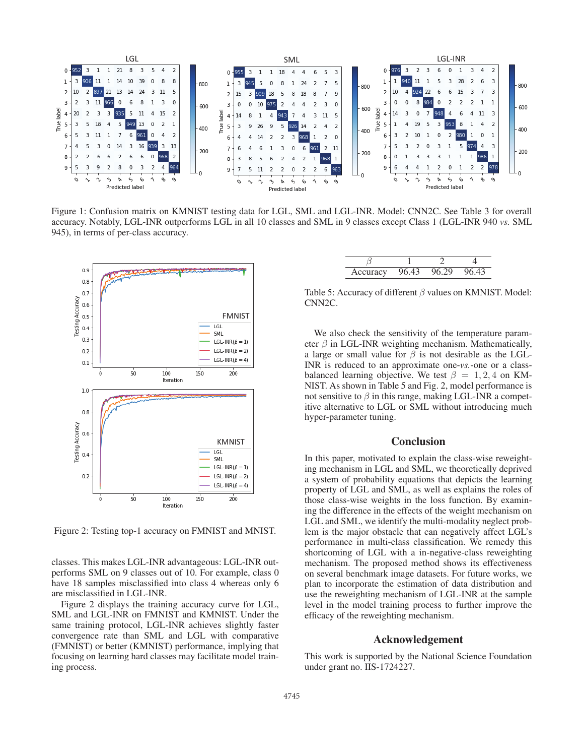Figure 1: Confusion matrix on KMNIST testing data for LGL, SML and LGL-INR. Model: CNN2C. See Table 3 for overall accuracy. Notably, LGL-INR outperforms LGL in all 10 classes and SML in 9 classes except Class 1 (LGL-INR 940 *vs.* SML 945), in terms of per-class accuracy.

Figure 2: Testing top-1 accuracy on FMNIST and MNIST.

classes. This makes LGL-INR advantageous: LGL-INR outperforms SML on 9 classes out of 10. For example, class 0 have 18 samples misclassified into class 4 whereas only 6 are misclassified in LGL-INR.

Figure 2 displays the training accuracy curve for LGL, SML and LGL-INR on FMNIST and KMNIST. Under the same training protocol, LGL-INR achieves slightly faster convergence rate than SML and LGL with comparative (FMNIST) or better (KMNIST) performance, implying that focusing on learning hard classes may facilitate model training process.

| $\beta$ | 1 | 2 | 4 |
|---|---|---|---|
| Accuracy | 96.43 | 96.29 | 96.43 |

Table 5: Accuracy of different $\beta$ values on KMNIST. Model: CNN2C.

We also check the sensitivity of the temperature parameter $\beta$ in LGL-INR weighting mechanism. Mathematically, a large or small value for $\beta$ is not desirable as the LGL-INR is reduced to an approximate one-*vs.*-one or a class-balanced learning objective. We test $\beta = 1, 2, 4$ on KMNIST. As shown in Table 5 and Fig. 2, model performance is not sensitive to $\beta$ in this range, making LGL-INR a competitive alternative to LGL or SML without introducing much hyper-parameter tuning.

## Conclusion

In this paper, motivated to explain the class-wise reweighting mechanism in LGL and SML, we theoretically deprived a system of probability equations that depicts the learning property of LGL and SML, as well as explains the roles of those class-wise weights in the loss function. By examining the difference in the effects of the weight mechanism on LGL and SML, we identify the multi-modality neglect problem is the major obstacle that can negatively affect LGL's performance in multi-class classification. We remedy this shortcoming of LGL with a in-negative-class reweighting mechanism. The proposed method shows its effectiveness on several benchmark image datasets. For future works, we plan to incorporate the estimation of data distribution and use the reweighting mechanism of LGL-INR at the sample level in the model training process to further improve the efficacy of the reweighting mechanism.

## Acknowledgement

This work is supported by the National Science Foundation under grant no. IIS-1724227.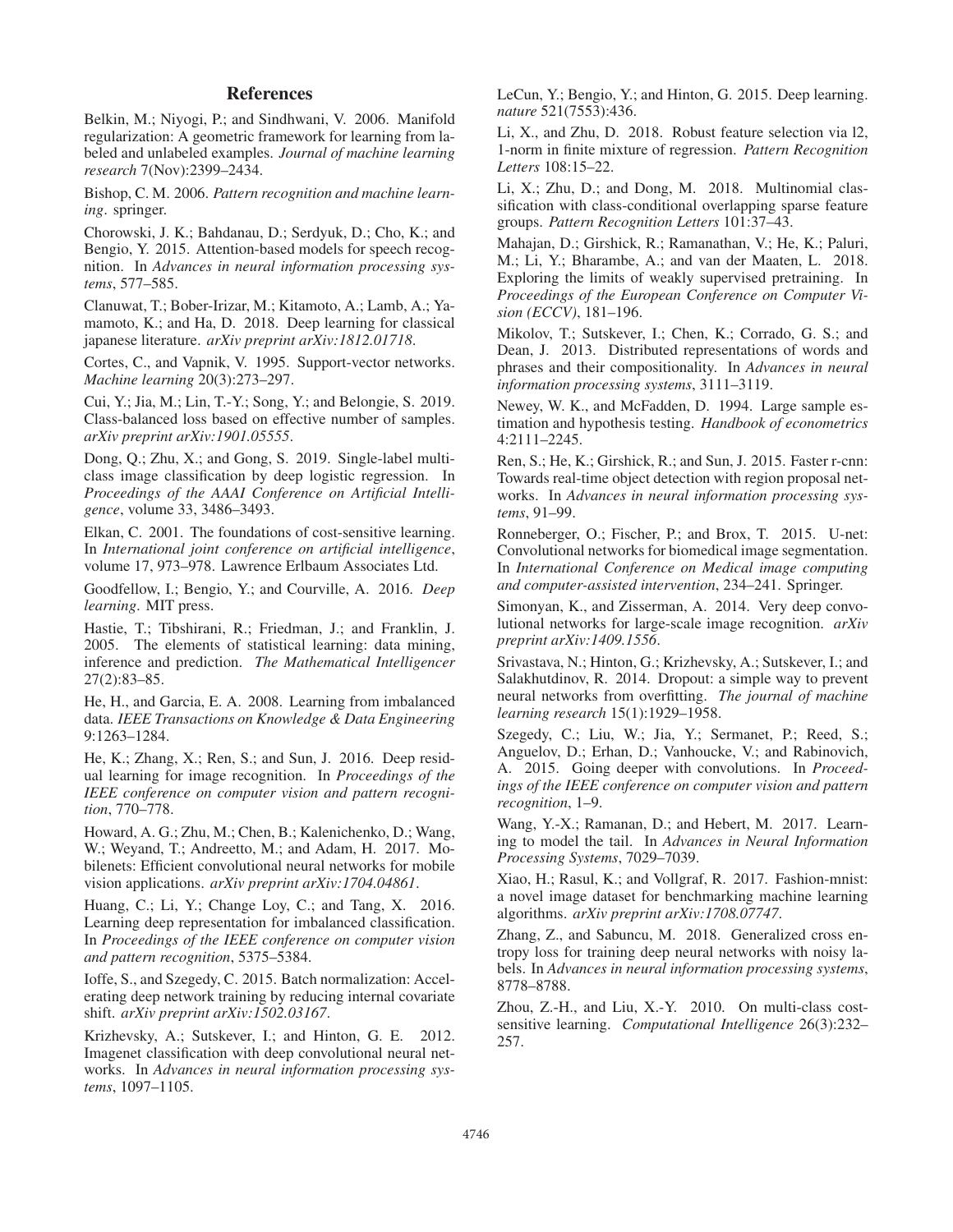## References

Belkin, M.; Niyogi, P.; and Sindhwani, V. 2006. Manifold regularization: A geometric framework for learning from labeled and unlabeled examples. *Journal of machine learning research* 7(Nov):2399–2434.

Bishop, C. M. 2006. *Pattern recognition and machine learning*. springer.

Chorowski, J. K.; Bahdanau, D.; Serdyuk, D.; Cho, K.; and Bengio, Y. 2015. Attention-based models for speech recognition. In *Advances in neural information processing systems*, 577–585.

Clanuwat, T.; Bober-Irizar, M.; Kitamoto, A.; Lamb, A.; Yamamoto, K.; and Ha, D. 2018. Deep learning for classical japanese literature. *arXiv preprint arXiv:1812.01718*.

Cortes, C., and Vapnik, V. 1995. Support-vector networks. *Machine learning* 20(3):273–297.

Cui, Y.; Jia, M.; Lin, T.-Y.; Song, Y.; and Belongie, S. 2019. Class-balanced loss based on effective number of samples. *arXiv preprint arXiv:1901.05555*.

Dong, Q.; Zhu, X.; and Gong, S. 2019. Single-label multi-class image classification by deep logistic regression. In *Proceedings of the AAAI Conference on Artificial Intelligence*, volume 33, 3486–3493.

Elkan, C. 2001. The foundations of cost-sensitive learning. In *International joint conference on artificial intelligence*, volume 17, 973–978. Lawrence Erlbaum Associates Ltd.

Goodfellow, I.; Bengio, Y.; and Courville, A. 2016. *Deep learning*. MIT press.

Hastie, T.; Tibshirani, R.; Friedman, J.; and Franklin, J. 2005. The elements of statistical learning: data mining, inference and prediction. *The Mathematical Intelligencer* 27(2):83–85.

He, H., and Garcia, E. A. 2008. Learning from imbalanced data. *IEEE Transactions on Knowledge & Data Engineering* 9:1263–1284.

He, K.; Zhang, X.; Ren, S.; and Sun, J. 2016. Deep residual learning for image recognition. In *Proceedings of the IEEE conference on computer vision and pattern recognition*, 770–778.

Howard, A. G.; Zhu, M.; Chen, B.; Kalenichenko, D.; Wang, W.; Weyand, T.; Andreetto, M.; and Adam, H. 2017. Mobilenets: Efficient convolutional neural networks for mobile vision applications. *arXiv preprint arXiv:1704.04861*.

Huang, C.; Li, Y.; Change Loy, C.; and Tang, X. 2016. Learning deep representation for imbalanced classification. In *Proceedings of the IEEE conference on computer vision and pattern recognition*, 5375–5384.

Ioffe, S., and Szegedy, C. 2015. Batch normalization: Accelerating deep network training by reducing internal covariate shift. *arXiv preprint arXiv:1502.03167*.

Krizhevsky, A.; Sutskever, I.; and Hinton, G. E. 2012. Imagenet classification with deep convolutional neural networks. In *Advances in neural information processing systems*, 1097–1105.

LeCun, Y.; Bengio, Y.; and Hinton, G. 2015. Deep learning. *nature* 521(7553):436.

Li, X., and Zhu, D. 2018. Robust feature selection via l2, 1-norm in finite mixture of regression. *Pattern Recognition Letters* 108:15–22.

Li, X.; Zhu, D.; and Dong, M. 2018. Multinomial classification with class-conditional overlapping sparse feature groups. *Pattern Recognition Letters* 101:37–43.

Mahajan, D.; Girshick, R.; Ramanathan, V.; He, K.; Paluri, M.; Li, Y.; Bharambe, A.; and van der Maaten, L. 2018. Exploring the limits of weakly supervised pretraining. In *Proceedings of the European Conference on Computer Vision (ECCV)*, 181–196.

Mikolov, T.; Sutskever, I.; Chen, K.; Corrado, G. S.; and Dean, J. 2013. Distributed representations of words and phrases and their compositionality. In *Advances in neural information processing systems*, 3111–3119.

Newey, W. K., and McFadden, D. 1994. Large sample estimation and hypothesis testing. *Handbook of econometrics* 4:2111–2245.

Ren, S.; He, K.; Girshick, R.; and Sun, J. 2015. Faster r-cnn: Towards real-time object detection with region proposal networks. In *Advances in neural information processing systems*, 91–99.

Ronneberger, O.; Fischer, P.; and Brox, T. 2015. U-net: Convolutional networks for biomedical image segmentation. In *International Conference on Medical image computing and computer-assisted intervention*, 234–241. Springer.

Simonyan, K., and Zisserman, A. 2014. Very deep convolutional networks for large-scale image recognition. *arXiv preprint arXiv:1409.1556*.

Srivastava, N.; Hinton, G.; Krizhevsky, A.; Sutskever, I.; and Salakhutdinov, R. 2014. Dropout: a simple way to prevent neural networks from overfitting. *The journal of machine learning research* 15(1):1929–1958.

Szegedy, C.; Liu, W.; Jia, Y.; Sermanet, P.; Reed, S.; Anguelov, D.; Erhan, D.; Vanhoucke, V.; and Rabinovich, A. 2015. Going deeper with convolutions. In *Proceedings of the IEEE conference on computer vision and pattern recognition*, 1–9.

Wang, Y.-X.; Ramanan, D.; and Hebert, M. 2017. Learning to model the tail. In *Advances in Neural Information Processing Systems*, 7029–7039.

Xiao, H.; Rasul, K.; and Vollgraf, R. 2017. Fashion-mnist: a novel image dataset for benchmarking machine learning algorithms. *arXiv preprint arXiv:1708.07747*.

Zhang, Z., and Sabuncu, M. 2018. Generalized cross entropy loss for training deep neural networks with noisy labels. In *Advances in neural information processing systems*, 8778–8788.

Zhou, Z.-H., and Liu, X.-Y. 2010. On multi-class cost-sensitive learning. *Computational Intelligence* 26(3):232–257.